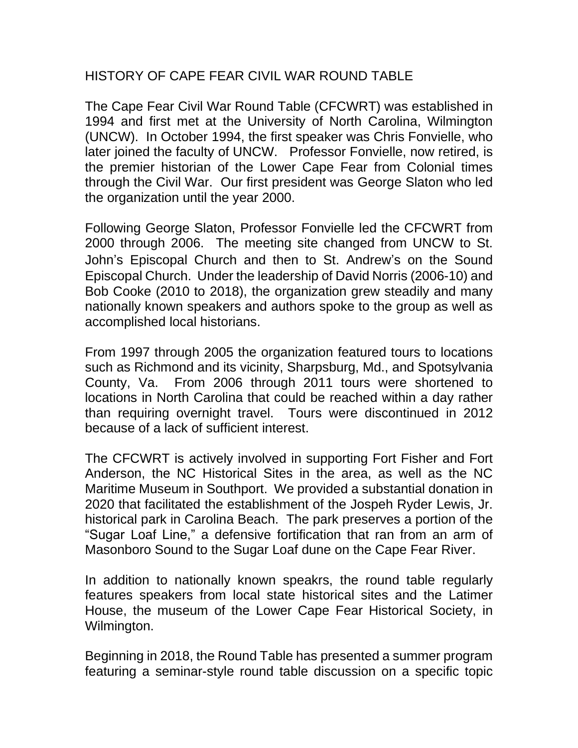# HISTORY OF CAPE FEAR CIVIL WAR ROUND TABLE

The Cape Fear Civil War Round Table (CFCWRT) was established in 1994 and first met at the University of North Carolina, Wilmington (UNCW). In October 1994, the first speaker was Chris Fonvielle, who later joined the faculty of UNCW. Professor Fonvielle, now retired, is the premier historian of the Lower Cape Fear from Colonial times through the Civil War. Our first president was George Slaton who led the organization until the year 2000.

Following George Slaton, Professor Fonvielle led the CFCWRT from 2000 through 2006. The meeting site changed from UNCW to St. John's Episcopal Church and then to St. Andrew's on the Sound Episcopal Church. Under the leadership of David Norris (2006-10) and Bob Cooke (2010 to 2018), the organization grew steadily and many nationally known speakers and authors spoke to the group as well as accomplished local historians.

From 1997 through 2005 the organization featured tours to locations such as Richmond and its vicinity, Sharpsburg, Md., and Spotsylvania County, Va. From 2006 through 2011 tours were shortened to locations in North Carolina that could be reached within a day rather than requiring overnight travel. Tours were discontinued in 2012 because of a lack of sufficient interest.

The CFCWRT is actively involved in supporting Fort Fisher and Fort Anderson, the NC Historical Sites in the area, as well as the NC Maritime Museum in Southport. We provided a substantial donation in 2020 that facilitated the establishment of the Jospeh Ryder Lewis, Jr. historical park in Carolina Beach. The park preserves a portion of the "Sugar Loaf Line," a defensive fortification that ran from an arm of Masonboro Sound to the Sugar Loaf dune on the Cape Fear River.

In addition to nationally known speakrs, the round table regularly features speakers from local state historical sites and the Latimer House, the museum of the Lower Cape Fear Historical Society, in Wilmington.

Beginning in 2018, the Round Table has presented a summer program featuring a seminar-style round table discussion on a specific topic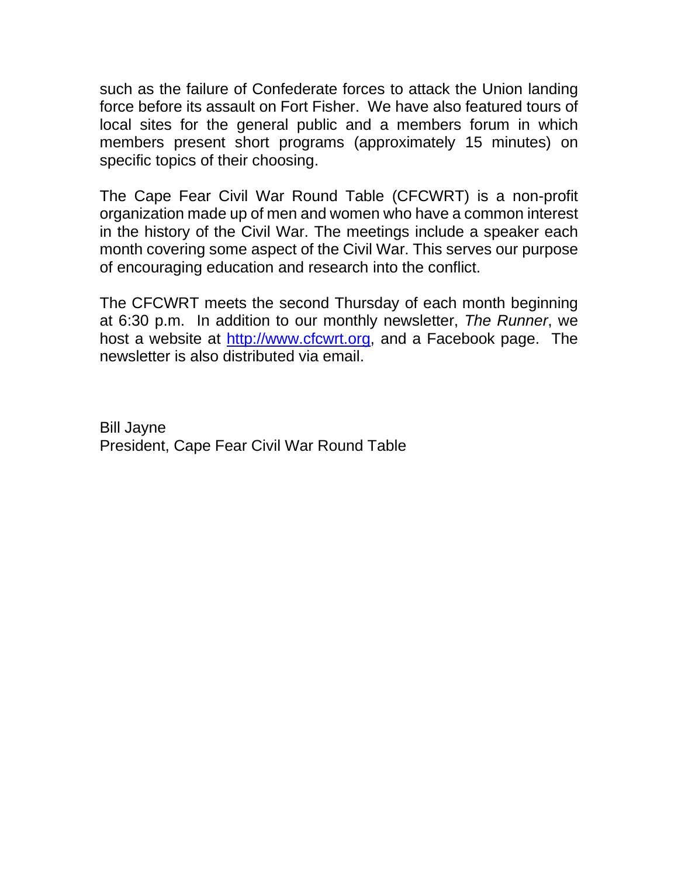such as the failure of Confederate forces to attack the Union landing force before its assault on Fort Fisher. We have also featured tours of local sites for the general public and a members forum in which members present short programs (approximately 15 minutes) on specific topics of their choosing.

The Cape Fear Civil War Round Table (CFCWRT) is a non-profit organization made up of men and women who have a common interest in the history of the Civil War. The meetings include a speaker each month covering some aspect of the Civil War. This serves our purpose of encouraging education and research into the conflict.

The CFCWRT meets the second Thursday of each month beginning at 6:30 p.m. In addition to our monthly newsletter, *The Runner*, we host a website at [http://www.cfcwrt.org](http://www.cfcwrt.org), and a Facebook page. The newsletter is also distributed via email.

Bill Jayne
President, Cape Fear Civil War Round Table